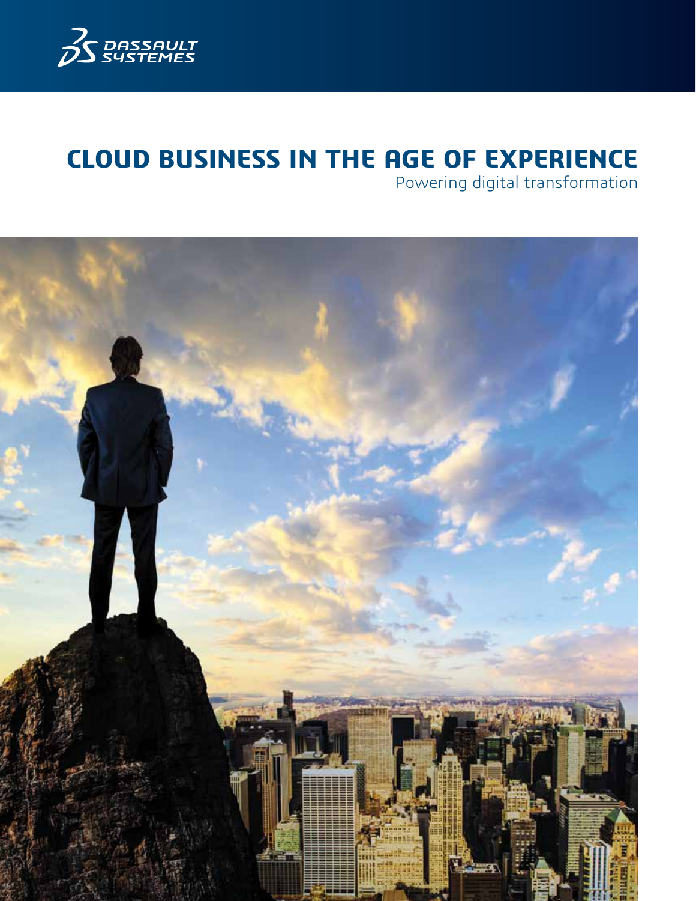# CLOUD BUSINESS IN THE AGE OF EXPERIENCE

Powering digital transformation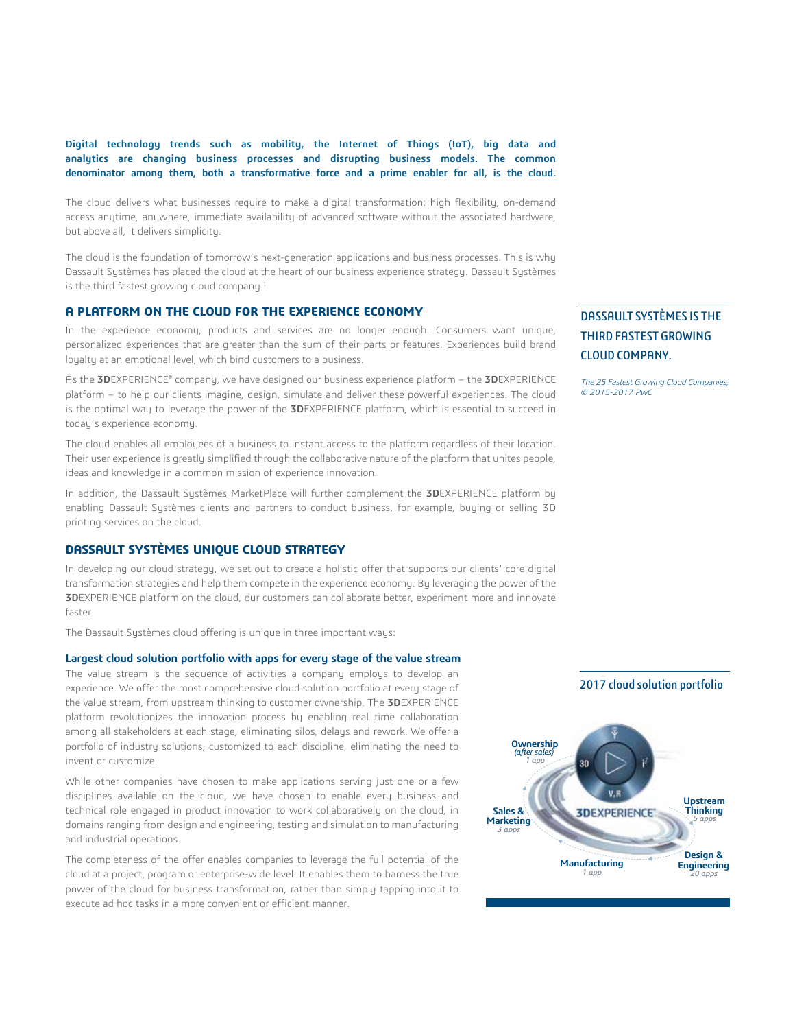**Digital technology trends such as mobility, the Internet of Things (IoT), big data and analytics are changing business processes and disrupting business models. The common denominator among them, both a transformative force and a prime enabler for all, is the cloud.**

The cloud delivers what businesses require to make a digital transformation: high flexibility, on-demand access anytime, anywhere, immediate availability of advanced software without the associated hardware, but above all, it delivers simplicity.

The cloud is the foundation of tomorrow's next-generation applications and business processes. This is why Dassault Systèmes has placed the cloud at the heart of our business experience strategy. Dassault Systèmes is the third fastest growing cloud company.[1]

## A PLATFORM ON THE CLOUD FOR THE EXPERIENCE ECONOMY

In the experience economy, products and services are no longer enough. Consumers want unique, personalized experiences that are greater than the sum of their parts or features. Experiences build brand loyalty at an emotional level, which bind customers to a business.

As the **3D**EXPERIENCE® company, we have designed our business experience platform – the **3D**EXPERIENCE platform – to help our clients imagine, design, simulate and deliver these powerful experiences. The cloud is the optimal way to leverage the power of the **3D**EXPERIENCE platform, which is essential to succeed in today's experience economy.

The cloud enables all employees of a business to instant access to the platform regardless of their location. Their user experience is greatly simplified through the collaborative nature of the platform that unites people, ideas and knowledge in a common mission of experience innovation.

In addition, the Dassault Systèmes MarketPlace will further complement the **3D**EXPERIENCE platform by enabling Dassault Systèmes clients and partners to conduct business, for example, buying or selling 3D printing services on the cloud.

### DASSAULT SYSTÈMES IS THE THIRD FASTEST GROWING CLOUD COMPANY.

*The 25 Fastest Growing Cloud Companies; © 2015-2017 PwC*

## DASSAULT SYSTÈMES UNIQUE CLOUD STRATEGY

In developing our cloud strategy, we set out to create a holistic offer that supports our clients' core digital transformation strategies and help them compete in the experience economy. By leveraging the power of the **3D**EXPERIENCE platform on the cloud, our customers can collaborate better, experiment more and innovate faster.

The Dassault Systèmes cloud offering is unique in three important ways:

### Largest cloud solution portfolio with apps for every stage of the value stream

The value stream is the sequence of activities a company employs to develop an experience. We offer the most comprehensive cloud solution portfolio at every stage of the value stream, from upstream thinking to customer ownership. The **3D**EXPERIENCE platform revolutionizes the innovation process by enabling real time collaboration among all stakeholders at each stage, eliminating silos, delays and rework. We offer a portfolio of industry solutions, customized to each discipline, eliminating the need to invent or customize.

While other companies have chosen to make applications serving just one or a few disciplines available on the cloud, we have chosen to enable every business and technical role engaged in product innovation to work collaboratively on the cloud, in domains ranging from design and engineering, testing and simulation to manufacturing and industrial operations.

The completeness of the offer enables companies to leverage the full potential of the cloud at a project, program or enterprise-wide level. It enables them to harness the true power of the cloud for business transformation, rather than simply tapping into it to execute ad hoc tasks in a more convenient or efficient manner.

### 2017 cloud solution portfolio

- **Upstream Thinking** – *5 apps*
- **Design & Engineering** – *20 apps*
- **Manufacturing** – *1 app*
- **Sales & Marketing** – *3 apps*
- **Ownership** *(after sales)* – *1 app*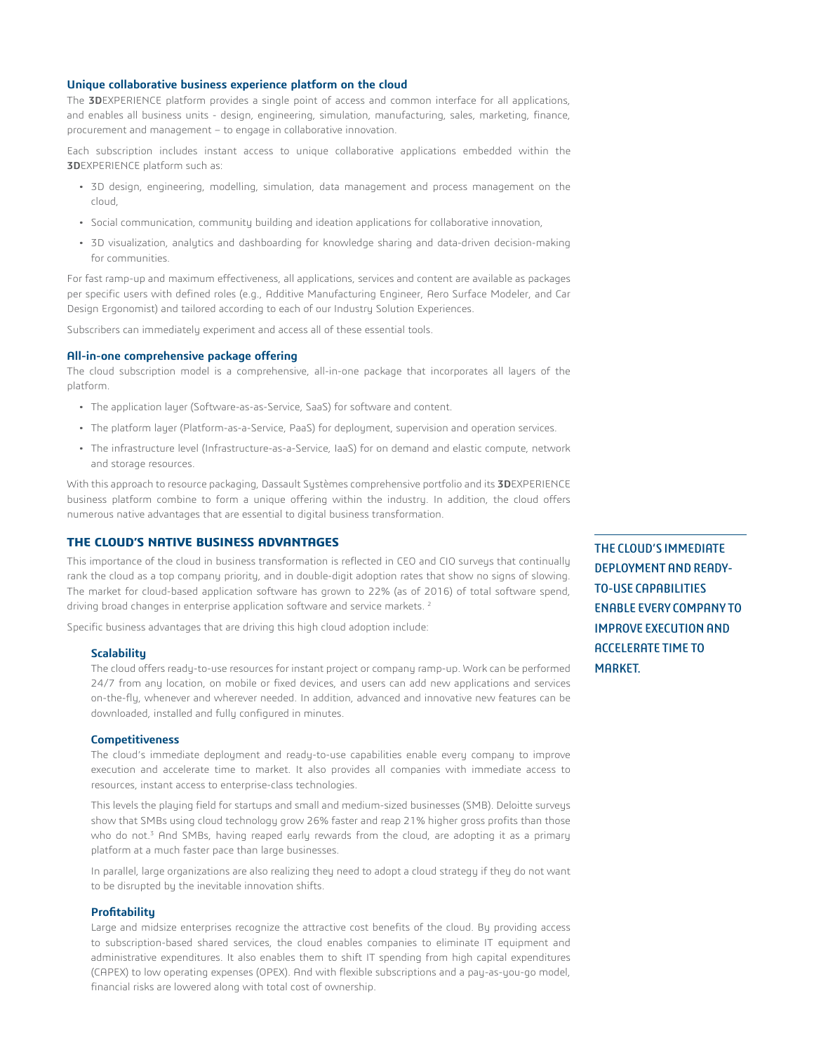### Unique collaborative business experience platform on the cloud

The **3D**EXPERIENCE platform provides a single point of access and common interface for all applications, and enables all business units - design, engineering, simulation, manufacturing, sales, marketing, finance, procurement and management – to engage in collaborative innovation.

Each subscription includes instant access to unique collaborative applications embedded within the **3D**EXPERIENCE platform such as:

- 3D design, engineering, modelling, simulation, data management and process management on the cloud,
- Social communication, community building and ideation applications for collaborative innovation,
- 3D visualization, analytics and dashboarding for knowledge sharing and data-driven decision-making for communities.

For fast ramp-up and maximum effectiveness, all applications, services and content are available as packages per specific users with defined roles (e.g., Additive Manufacturing Engineer, Aero Surface Modeler, and Car Design Ergonomist) and tailored according to each of our Industry Solution Experiences.

Subscribers can immediately experiment and access all of these essential tools.

### All-in-one comprehensive package offering

The cloud subscription model is a comprehensive, all-in-one package that incorporates all layers of the platform.

- The application layer (Software-as-as-Service, SaaS) for software and content.
- The platform layer (Platform-as-a-Service, PaaS) for deployment, supervision and operation services.
- The infrastructure level (Infrastructure-as-a-Service, IaaS) for on demand and elastic compute, network and storage resources.

With this approach to resource packaging, Dassault Systèmes comprehensive portfolio and its **3D**EXPERIENCE business platform combine to form a unique offering within the industry. In addition, the cloud offers numerous native advantages that are essential to digital business transformation.

## THE CLOUD'S NATIVE BUSINESS ADVANTAGES

This importance of the cloud in business transformation is reflected in CEO and CIO surveys that continually rank the cloud as a top company priority, and in double-digit adoption rates that show no signs of slowing. The market for cloud-based application software has grown to 22% (as of 2016) of total software spend, driving broad changes in enterprise application software and service markets. [2]

Specific business advantages that are driving this high cloud adoption include:

**THE CLOUD'S IMMEDIATE DEPLOYMENT AND READY-TO-USE CAPABILITIES ENABLE EVERY COMPANY TO IMPROVE EXECUTION AND ACCELERATE TIME TO MARKET.**

#### Scalability

The cloud offers ready-to-use resources for instant project or company ramp-up. Work can be performed 24/7 from any location, on mobile or fixed devices, and users can add new applications and services on-the-fly, whenever and wherever needed. In addition, advanced and innovative new features can be downloaded, installed and fully configured in minutes.

#### Competitiveness

The cloud's immediate deployment and ready-to-use capabilities enable every company to improve execution and accelerate time to market. It also provides all companies with immediate access to resources, instant access to enterprise-class technologies.

This levels the playing field for startups and small and medium-sized businesses (SMB). Deloitte surveys show that SMBs using cloud technology grow 26% faster and reap 21% higher gross profits than those who do not.[3] And SMBs, having reaped early rewards from the cloud, are adopting it as a primary platform at a much faster pace than large businesses.

In parallel, large organizations are also realizing they need to adopt a cloud strategy if they do not want to be disrupted by the inevitable innovation shifts.

#### Profitability

Large and midsize enterprises recognize the attractive cost benefits of the cloud. By providing access to subscription-based shared services, the cloud enables companies to eliminate IT equipment and administrative expenditures. It also enables them to shift IT spending from high capital expenditures (CAPEX) to low operating expenses (OPEX). And with flexible subscriptions and a pay-as-you-go model, financial risks are lowered along with total cost of ownership.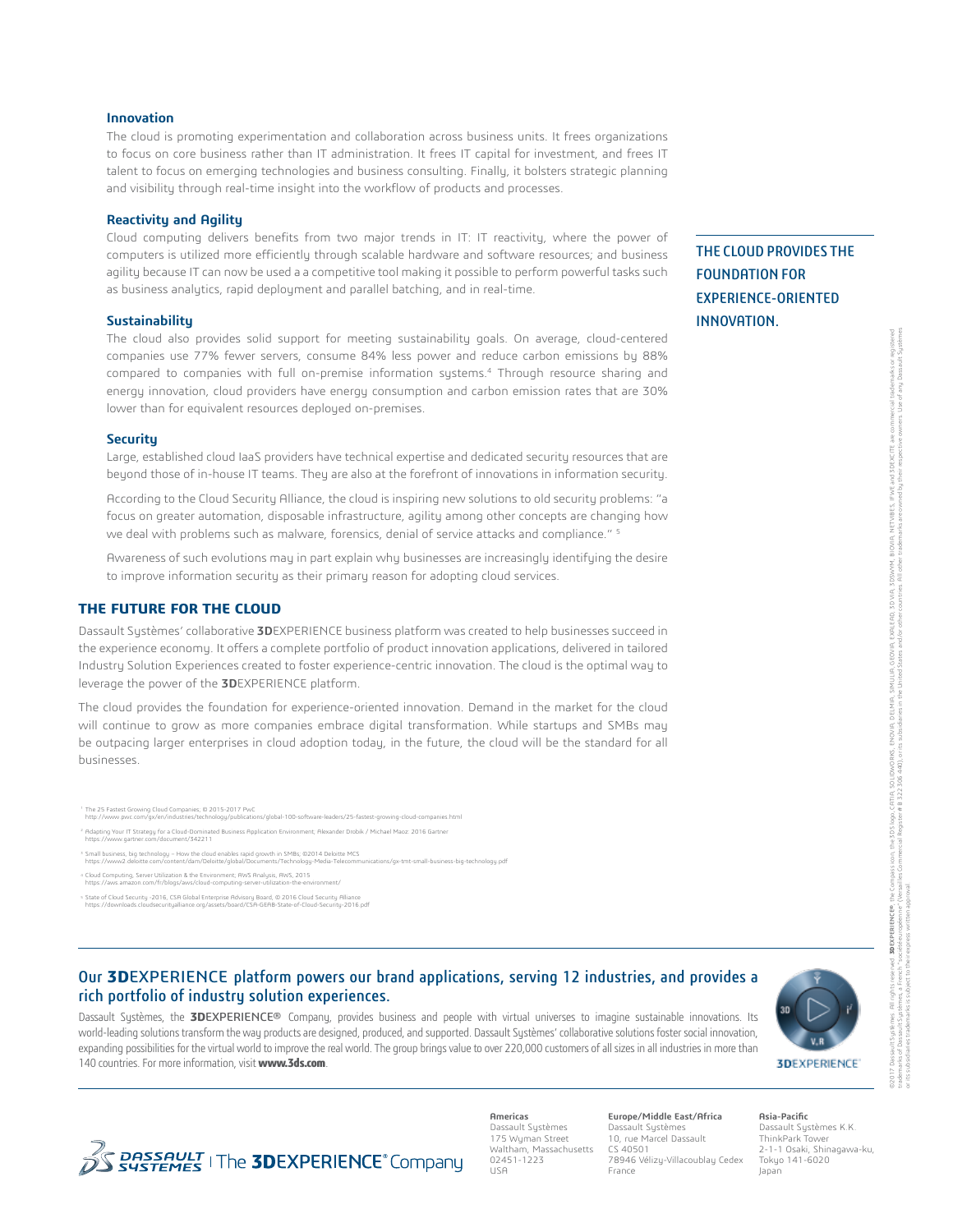### Innovation

The cloud is promoting experimentation and collaboration across business units. It frees organizations to focus on core business rather than IT administration. It frees IT capital for investment, and frees IT talent to focus on emerging technologies and business consulting. Finally, it bolsters strategic planning and visibility through real-time insight into the workflow of products and processes.

### Reactivity and Agility

Cloud computing delivers benefits from two major trends in IT: IT reactivity, where the power of computers is utilized more efficiently through scalable hardware and software resources; and business agility because IT can now be used a a competitive tool making it possible to perform powerful tasks such as business analytics, rapid deployment and parallel batching, and in real-time.

### Sustainability

The cloud also provides solid support for meeting sustainability goals. On average, cloud-centered companies use 77% fewer servers, consume 84% less power and reduce carbon emissions by 88% compared to companies with full on-premise information systems.[4] Through resource sharing and energy innovation, cloud providers have energy consumption and carbon emission rates that are 30% lower than for equivalent resources deployed on-premises.

### Security

Large, established cloud IaaS providers have technical expertise and dedicated security resources that are beyond those of in-house IT teams. They are also at the forefront of innovations in information security.

According to the Cloud Security Alliance, the cloud is inspiring new solutions to old security problems: "a focus on greater automation, disposable infrastructure, agility among other concepts are changing how we deal with problems such as malware, forensics, denial of service attacks and compliance." [5]

Awareness of such evolutions may in part explain why businesses are increasingly identifying the desire to improve information security as their primary reason for adopting cloud services.

THE CLOUD PROVIDES THE FOUNDATION FOR EXPERIENCE-ORIENTED INNOVATION.

## THE FUTURE FOR THE CLOUD

Dassault Systèmes' collaborative **3D**EXPERIENCE business platform was created to help businesses succeed in the experience economy. It offers a complete portfolio of product innovation applications, delivered in tailored Industry Solution Experiences created to foster experience-centric innovation. The cloud is the optimal way to leverage the power of the **3D**EXPERIENCE platform.

The cloud provides the foundation for experience-oriented innovation. Demand in the market for the cloud will continue to grow as more companies embrace digital transformation. While startups and SMBs may be outpacing larger enterprises in cloud adoption today, in the future, the cloud will be the standard for all businesses.

[1] The 25 Fastest Growing Cloud Companies; © 2015-2017 PwC
http://www.pwc.com/gx/en/industries/technology/publications/global-100-software-leaders/25-fastest-growing-cloud-companies.html

[2] Adapting Your IT Strategy for a Cloud-Dominated Business Application Environment; Alexander Drobik / Michael Maoz: 2016 Gartner
https://www.gartner.com/document/342211

[3] Small business, big technology – How the cloud enables rapid growth in SMBs; ©2014 Deloitte MCS
https://www2.deloitte.com/content/dam/Deloitte/global/Documents/Technology-Media-Telecommunications/gx-tmt-small-business-big-technology.pdf

[4] Cloud Computing, Server Utilization & the Environment; AWS Analysis, AWS, 2015
https://aws.amazon.com/fr/blogs/aws/cloud-computing-server-utilization-the-environment/

[5] State of Cloud Security -2016, CSA Global Enterprise Advisory Board, © 2016 Cloud Security Alliance
https://downloads.cloudsecurityalliance.org/assets/board/CSA-GEAB-State-of-Cloud-Security-2016.pdf

## Our **3D**EXPERIENCE platform powers our brand applications, serving 12 industries, and provides a rich portfolio of industry solution experiences.

Dassault Systèmes, the **3D**EXPERIENCE® Company, provides business and people with virtual universes to imagine sustainable innovations. Its world-leading solutions transform the way products are designed, produced, and supported. Dassault Systèmes' collaborative solutions foster social innovation, expanding possibilities for the virtual world to improve the real world. The group brings value to over 220,000 customers of all sizes in all industries in more than 140 countries. For more information, visit **www.3ds.com**.

**3D**EXPERIENCE®

DASSAULT SYSTEMES | The **3D**EXPERIENCE® Company

**Americas**
Dassault Systèmes
175 Wyman Street
Waltham, Massachusetts
02451-1223
USA

**Europe/Middle East/Africa**
Dassault Systèmes
10, rue Marcel Dassault
CS 40501
78946 Vélizy-Villacoublay Cedex
France

**Asia-Pacific**
Dassault Systèmes K.K.
ThinkPark Tower
2-1-1 Osaki, Shinagawa-ku,
Tokyo 141-6020
Japan

©2017 Dassault Systèmes. All rights reserved. **3D**EXPERIENCE®, the Compass icon, the 3DS logo, CATIA, SOLIDWORKS, ENOVIA, DELMIA, SIMULIA, GEOVIA, EXALEAD, 3D VIA, 3DSWYM, BIOVIA, NETVIBES, IFWE and 3DEXCITE are commercial trademarks or registered trademarks of Dassault Systèmes, a French "société européenne" (Versailles Commercial Register # B 322 306 440), or its subsidiaries in the United States and/or other countries. All other trademarks are owned by their respective owners. Use of any Dassault Systèmes or its subsidiaries trademarks is subject to their express written approval.